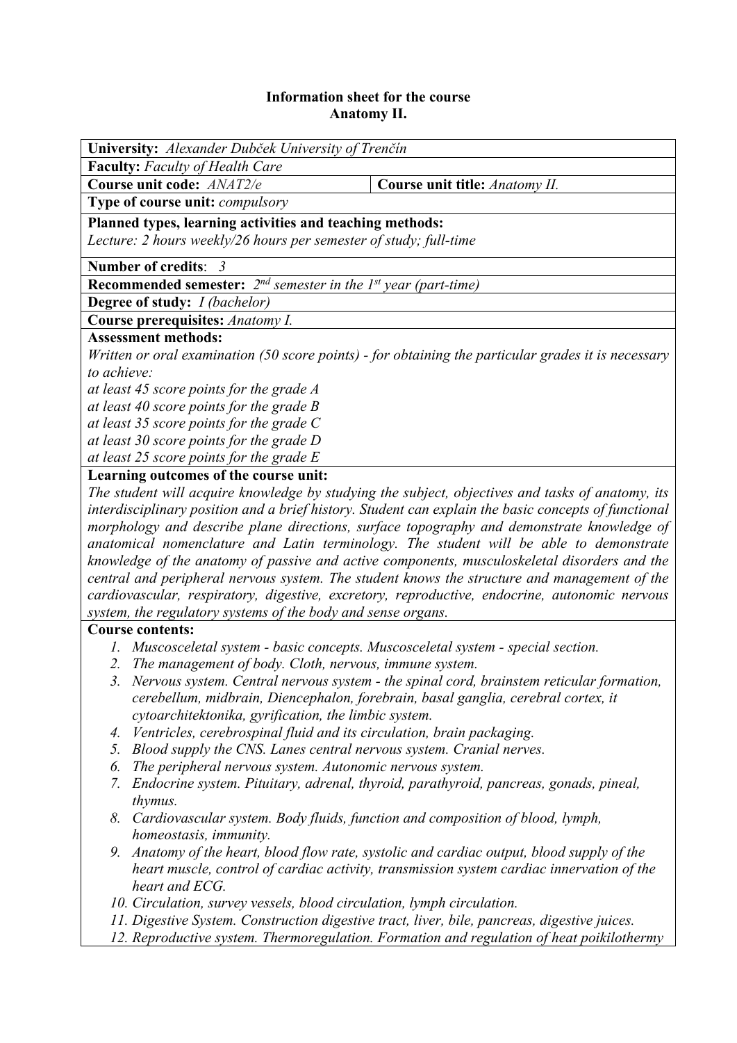**Information sheet for the course**
**Anatomy II.**

**University:** *Alexander Dubček University of Trenčín*

**Faculty:** *Faculty of Health Care*

**Course unit code:** *ANAT2/e* | **Course unit title:** *Anatomy II.*

**Type of course unit:** *compulsory*

**Planned types, learning activities and teaching methods:**
*Lecture: 2 hours weekly/26 hours per semester of study; full-time*

**Number of credits**: *3*

**Recommended semester:** *2nd semester in the 1st year (part-time)*

**Degree of study:** *I (bachelor)*

**Course prerequisites:** *Anatomy I.*

**Assessment methods:**
*Written or oral examination (50 score points) - for obtaining the particular grades it is necessary to achieve:*
*at least 45 score points for the grade A*
*at least 40 score points for the grade B*
*at least 35 score points for the grade C*
*at least 30 score points for the grade D*
*at least 25 score points for the grade E*

**Learning outcomes of the course unit:**
*The student will acquire knowledge by studying the subject, objectives and tasks of anatomy, its interdisciplinary position and a brief history. Student can explain the basic concepts of functional morphology and describe plane directions, surface topography and demonstrate knowledge of anatomical nomenclature and Latin terminology. The student will be able to demonstrate knowledge of the anatomy of passive and active components, musculoskeletal disorders and the central and peripheral nervous system. The student knows the structure and management of the cardiovascular, respiratory, digestive, excretory, reproductive, endocrine, autonomic nervous system, the regulatory systems of the body and sense organs.*

**Course contents:**

1. *Muscosceletal system - basic concepts. Muscosceletal system - special section.*
2. *The management of body. Cloth, nervous, immune system.*
3. *Nervous system. Central nervous system - the spinal cord, brainstem reticular formation, cerebellum, midbrain, Diencephalon, forebrain, basal ganglia, cerebral cortex, it cytoarchitektonika, gyrification, the limbic system.*
4. *Ventricles, cerebrospinal fluid and its circulation, brain packaging.*
5. *Blood supply the CNS. Lanes central nervous system. Cranial nerves.*
6. *The peripheral nervous system. Autonomic nervous system.*
7. *Endocrine system. Pituitary, adrenal, thyroid, parathyroid, pancreas, gonads, pineal, thymus.*
8. *Cardiovascular system. Body fluids, function and composition of blood, lymph, homeostasis, immunity.*
9. *Anatomy of the heart, blood flow rate, systolic and cardiac output, blood supply of the heart muscle, control of cardiac activity, transmission system cardiac innervation of the heart and ECG.*
10. *Circulation, survey vessels, blood circulation, lymph circulation.*
11. *Digestive System. Construction digestive tract, liver, bile, pancreas, digestive juices.*
12. *Reproductive system. Thermoregulation. Formation and regulation of heat poikilothermy*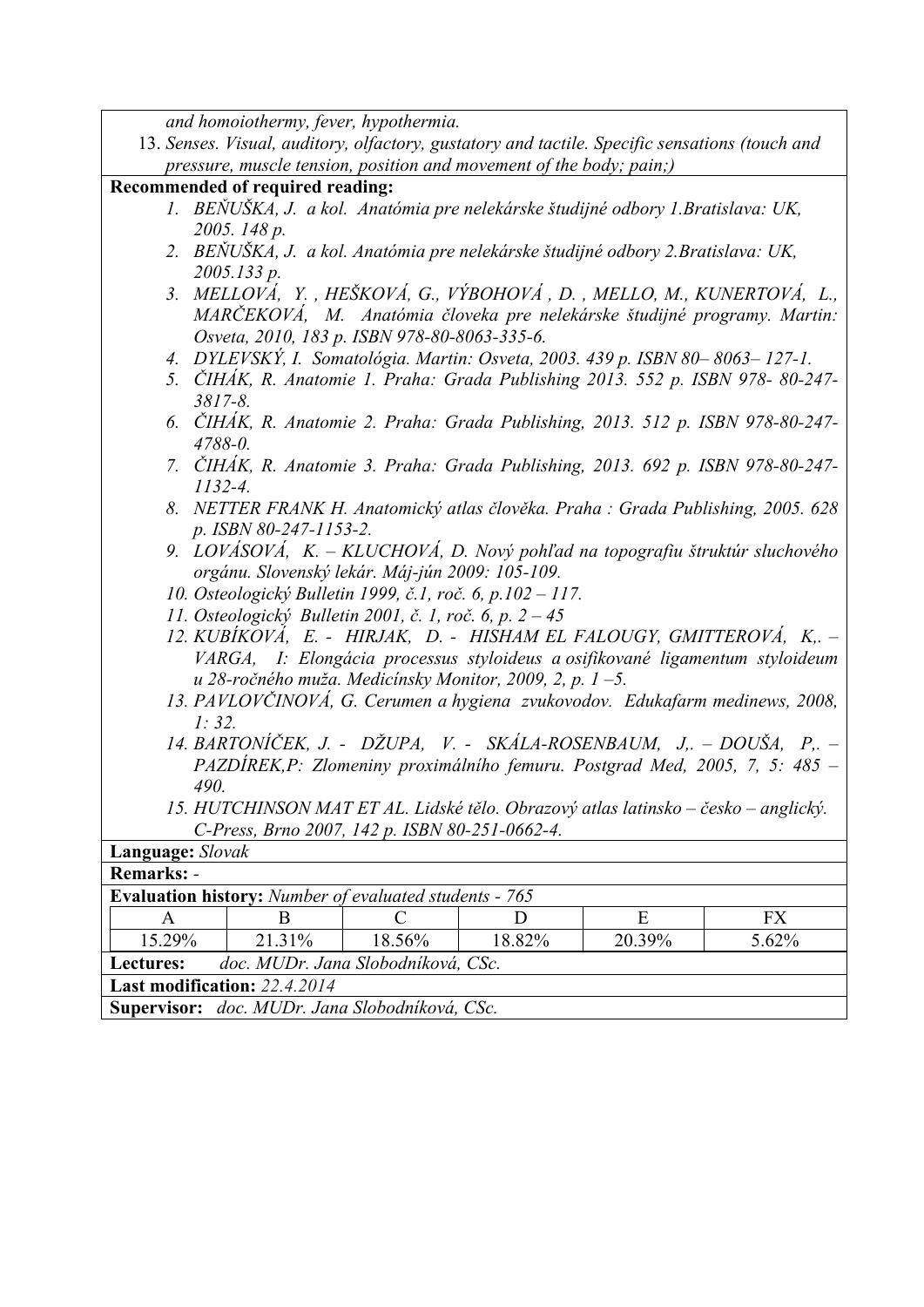*and homoiothermy, fever, hypothermia.*

13. *Senses. Visual, auditory, olfactory, gustatory and tactile. Specific sensations (touch and pressure, muscle tension, position and movement of the body; pain;)*

**Recommended of required reading:**

1. *BEŇUŠKA, J. a kol. Anatómia pre nelekárske študijné odbory 1.Bratislava: UK, 2005. 148 p.*
2. *BEŇUŠKA, J. a kol. Anatómia pre nelekárske študijné odbory 2.Bratislava: UK, 2005.133 p.*
3. *MELLOVÁ, Y. , HEŠKOVÁ, G., VÝBOHOVÁ , D. , MELLO, M., KUNERTOVÁ, L., MARČEKOVÁ, M. Anatómia človeka pre nelekárske študijné programy. Martin: Osveta, 2010, 183 p. ISBN 978-80-8063-335-6.*
4. *DYLEVSKÝ, I. Somatológia. Martin: Osveta, 2003. 439 p. ISBN 80– 8063– 127-1.*
5. *ČIHÁK, R. Anatomie 1. Praha: Grada Publishing 2013. 552 p. ISBN 978- 80-247-3817-8.*
6. *ČIHÁK, R. Anatomie 2. Praha: Grada Publishing, 2013. 512 p. ISBN 978-80-247-4788-0.*
7. *ČIHÁK, R. Anatomie 3. Praha: Grada Publishing, 2013. 692 p. ISBN 978-80-247-1132-4.*
8. *NETTER FRANK H. Anatomický atlas člověka. Praha : Grada Publishing, 2005. 628 p. ISBN 80-247-1153-2.*
9. *LOVÁSOVÁ, K. – KLUCHOVÁ, D. Nový pohľad na topografiu štruktúr sluchového orgánu. Slovenský lekár. Máj-jún 2009: 105-109.*
10. *Osteologický Bulletin 1999, č.1, roč. 6, p.102 – 117.*
11. *Osteologický Bulletin 2001, č. 1, roč. 6, p. 2 – 45*
12. *KUBÍKOVÁ, E. - HIRJAK, D. - HISHAM EL FALOUGY, GMITTEROVÁ, K,. – VARGA, I: Elongácia processus styloideus a osifikované ligamentum styloideum u 28-ročného muža. Medicínsky Monitor, 2009, 2, p. 1 –5.*
13. *PAVLOVČINOVÁ, G. Cerumen a hygiena zvukovodov. Edukafarm medinews, 2008, 1: 32.*
14. *BARTONÍČEK, J. - DŽUPA, V. - SKÁLA-ROSENBAUM, J,. – DOUŠA, P,. – PAZDÍREK,P: Zlomeniny proximálního femuru. Postgrad Med, 2005, 7, 5: 485 – 490.*
15. *HUTCHINSON MAT ET AL. Lidské tělo. Obrazový atlas latinsko – česko – anglický. C-Press, Brno 2007, 142 p. ISBN 80-251-0662-4.*

**Language:** *Slovak*

**Remarks:** -

**Evaluation history:** *Number of evaluated students - 765*

| A | B | C | D | E | FX |
|---|---|---|---|---|---|
| 15.29% | 21.31% | 18.56% | 18.82% | 20.39% | 5.62% |

**Lectures:** *doc. MUDr. Jana Slobodníková, CSc.*

**Last modification:** *22.4.2014*

**Supervisor:** *doc. MUDr. Jana Slobodníková, CSc.*